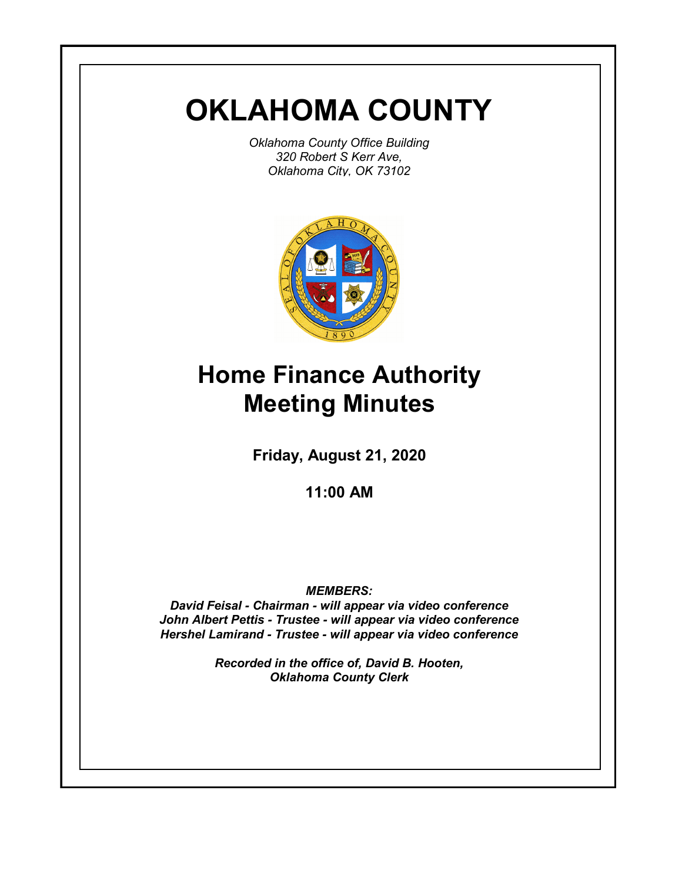# OKLAHOMA COUNTY

*Oklahoma County Office Building*
*320 Robert S Kerr Ave,*
*Oklahoma City, OK 73102*

# Home Finance Authority Meeting Minutes

**Friday, August 21, 2020**

**11:00 AM**

***MEMBERS:***

***David Feisal - Chairman - will appear via video conference***
***John Albert Pettis - Trustee - will appear via video conference***
***Hershel Lamirand - Trustee - will appear via video conference***

***Recorded in the office of, David B. Hooten, Oklahoma County Clerk***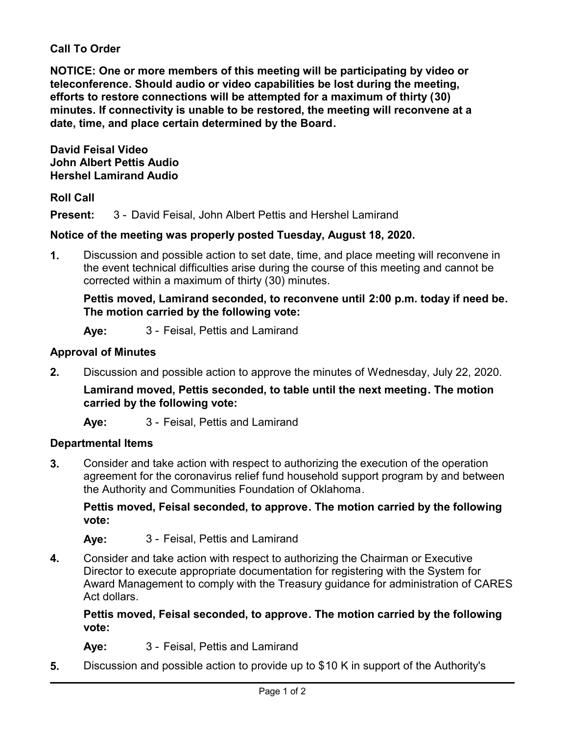**Call To Order**

**NOTICE: One or more members of this meeting will be participating by video or teleconference. Should audio or video capabilities be lost during the meeting, efforts to restore connections will be attempted for a maximum of thirty (30) minutes. If connectivity is unable to be restored, the meeting will reconvene at a date, time, and place certain determined by the Board.**

**David Feisal Video**
**John Albert Pettis Audio**
**Hershel Lamirand Audio**

**Roll Call**

**Present:** 3 - David Feisal, John Albert Pettis and Hershel Lamirand

**Notice of the meeting was properly posted Tuesday, August 18, 2020.**

**1.** Discussion and possible action to set date, time, and place meeting will reconvene in the event technical difficulties arise during the course of this meeting and cannot be corrected within a maximum of thirty (30) minutes.

**Pettis moved, Lamirand seconded, to reconvene until 2:00 p.m. today if need be. The motion carried by the following vote:**

**Aye:** 3 - Feisal, Pettis and Lamirand

**Approval of Minutes**

**2.** Discussion and possible action to approve the minutes of Wednesday, July 22, 2020.

**Lamirand moved, Pettis seconded, to table until the next meeting. The motion carried by the following vote:**

**Aye:** 3 - Feisal, Pettis and Lamirand

**Departmental Items**

**3.** Consider and take action with respect to authorizing the execution of the operation agreement for the coronavirus relief fund household support program by and between the Authority and Communities Foundation of Oklahoma.

**Pettis moved, Feisal seconded, to approve. The motion carried by the following vote:**

**Aye:** 3 - Feisal, Pettis and Lamirand

**4.** Consider and take action with respect to authorizing the Chairman or Executive Director to execute appropriate documentation for registering with the System for Award Management to comply with the Treasury guidance for administration of CARES Act dollars.

**Pettis moved, Feisal seconded, to approve. The motion carried by the following vote:**

**Aye:** 3 - Feisal, Pettis and Lamirand

**5.** Discussion and possible action to provide up to $10 K in support of the Authority's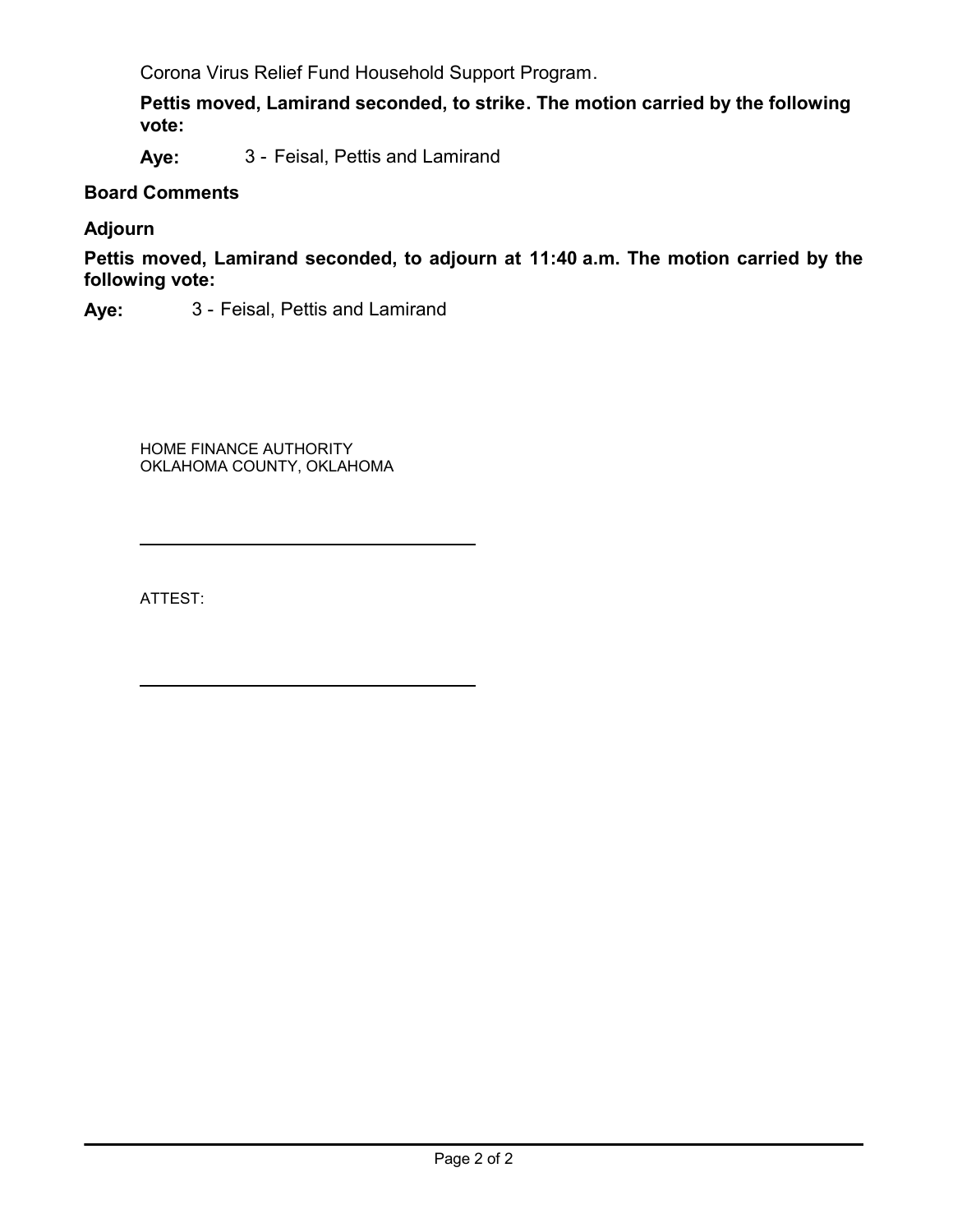Corona Virus Relief Fund Household Support Program.

**Pettis moved, Lamirand seconded, to strike. The motion carried by the following vote:**

**Aye:** 3 - Feisal, Pettis and Lamirand

**Board Comments**

**Adjourn**

**Pettis moved, Lamirand seconded, to adjourn at 11:40 a.m. The motion carried by the following vote:**

**Aye:** 3 - Feisal, Pettis and Lamirand

HOME FINANCE AUTHORITY
OKLAHOMA COUNTY, OKLAHOMA

\_\_\_\_\_\_\_\_\_\_\_\_\_\_\_\_\_\_\_\_\_\_\_\_\_\_\_\_\_\_\_\_\_\_\_\_

ATTEST:

\_\_\_\_\_\_\_\_\_\_\_\_\_\_\_\_\_\_\_\_\_\_\_\_\_\_\_\_\_\_\_\_\_\_\_\_